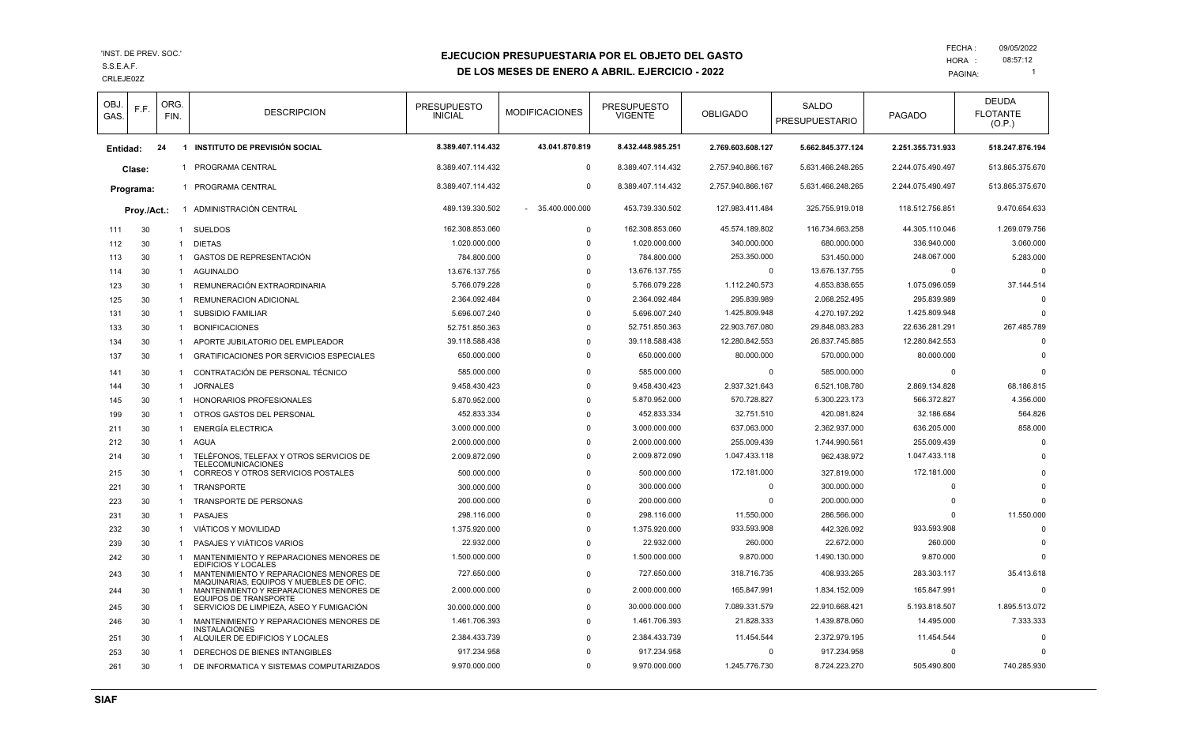'INST. DE PREV. SOC.'
S.S.E.A.F.
CRLEJE02Z

# EJECUCION PRESUPUESTARIA POR EL OBJETO DEL GASTO
## DE LOS MESES DE ENERO A ABRIL. EJERCICIO - 2022

FECHA : 09/05/2022
HORA : 08:57:12

| OBJ. GAS. | F.F. | ORG. FIN. | DESCRIPCION | PRESUPUESTO INICIAL | MODIFICACIONES | PRESUPUESTO VIGENTE | OBLIGADO | SALDO PRESUPUESTARIO | PAGADO | DEUDA FLOTANTE (O.P.) |
|---|---|---|---|---|---|---|---|---|---|---|
| **Entidad:** | **24** | **1** | **INSTITUTO DE PREVISIÓN SOCIAL** | **8.389.407.114.432** | **43.041.870.819** | **8.432.448.985.251** | **2.769.603.608.127** | **5.662.845.377.124** | **2.251.355.731.933** | **518.247.876.194** |
| Clase: | | 1 | PROGRAMA CENTRAL | 8.389.407.114.432 | 0 | 8.389.407.114.432 | 2.757.940.866.167 | 5.631.466.248.265 | 2.244.075.490.497 | 513.865.375.670 |
| Programa: | | 1 | PROGRAMA CENTRAL | 8.389.407.114.432 | 0 | 8.389.407.114.432 | 2.757.940.866.167 | 5.631.466.248.265 | 2.244.075.490.497 | 513.865.375.670 |
| Proy./Act.: | | 1 | ADMINISTRACIÓN CENTRAL | 489.139.330.502 | - 35.400.000.000 | 453.739.330.502 | 127.983.411.484 | 325.755.919.018 | 118.512.756.851 | 9.470.654.633 |
| 111 | 30 | 1 | SUELDOS | 162.308.853.060 | 0 | 162.308.853.060 | 45.574.189.802 | 116.734.663.258 | 44.305.110.046 | 1.269.079.756 |
| 112 | 30 | 1 | DIETAS | 1.020.000.000 | 0 | 1.020.000.000 | 340.000.000 | 680.000.000 | 336.940.000 | 3.060.000 |
| 113 | 30 | 1 | GASTOS DE REPRESENTACIÓN | 784.800.000 | 0 | 784.800.000 | 253.350.000 | 531.450.000 | 248.067.000 | 5.283.000 |
| 114 | 30 | 1 | AGUINALDO | 13.676.137.755 | 0 | 13.676.137.755 | 0 | 13.676.137.755 | 0 | 0 |
| 123 | 30 | 1 | REMUNERACIÓN EXTRAORDINARIA | 5.766.079.228 | 0 | 5.766.079.228 | 1.112.240.573 | 4.653.838.655 | 1.075.096.059 | 37.144.514 |
| 125 | 30 | 1 | REMUNERACION ADICIONAL | 2.364.092.484 | 0 | 2.364.092.484 | 295.839.989 | 2.068.252.495 | 295.839.989 | 0 |
| 131 | 30 | 1 | SUBSIDIO FAMILIAR | 5.696.007.240 | 0 | 5.696.007.240 | 1.425.809.948 | 4.270.197.292 | 1.425.809.948 | 0 |
| 133 | 30 | 1 | BONIFICACIONES | 52.751.850.363 | 0 | 52.751.850.363 | 22.903.767.080 | 29.848.083.283 | 22.636.281.291 | 267.485.789 |
| 134 | 30 | 1 | APORTE JUBILATORIO DEL EMPLEADOR | 39.118.588.438 | 0 | 39.118.588.438 | 12.280.842.553 | 26.837.745.885 | 12.280.842.553 | 0 |
| 137 | 30 | 1 | GRATIFICACIONES POR SERVICIOS ESPECIALES | 650.000.000 | 0 | 650.000.000 | 80.000.000 | 570.000.000 | 80.000.000 | 0 |
| 141 | 30 | 1 | CONTRATACIÓN DE PERSONAL TÉCNICO | 585.000.000 | 0 | 585.000.000 | 0 | 585.000.000 | 0 | 0 |
| 144 | 30 | 1 | JORNALES | 9.458.430.423 | 0 | 9.458.430.423 | 2.937.321.643 | 6.521.108.780 | 2.869.134.828 | 68.186.815 |
| 145 | 30 | 1 | HONORARIOS PROFESIONALES | 5.870.952.000 | 0 | 5.870.952.000 | 570.728.827 | 5.300.223.173 | 566.372.827 | 4.356.000 |
| 199 | 30 | 1 | OTROS GASTOS DEL PERSONAL | 452.833.334 | 0 | 452.833.334 | 32.751.510 | 420.081.824 | 32.186.684 | 564.826 |
| 211 | 30 | 1 | ENERGÍA ELECTRICA | 3.000.000.000 | 0 | 3.000.000.000 | 637.063.000 | 2.362.937.000 | 636.205.000 | 858.000 |
| 212 | 30 | 1 | AGUA | 2.000.000.000 | 0 | 2.000.000.000 | 255.009.439 | 1.744.990.561 | 255.009.439 | 0 |
| 214 | 30 | 1 | TELÉFONOS, TELEFAX Y OTROS SERVICIOS DE TELECOMUNICACIONES | 2.009.872.090 | 0 | 2.009.872.090 | 1.047.433.118 | 962.438.972 | 1.047.433.118 | 0 |
| 215 | 30 | 1 | CORREOS Y OTROS SERVICIOS POSTALES | 500.000.000 | 0 | 500.000.000 | 172.181.000 | 327.819.000 | 172.181.000 | 0 |
| 221 | 30 | 1 | TRANSPORTE | 300.000.000 | 0 | 300.000.000 | 0 | 300.000.000 | 0 | 0 |
| 223 | 30 | 1 | TRANSPORTE DE PERSONAS | 200.000.000 | 0 | 200.000.000 | 0 | 200.000.000 | 0 | 0 |
| 231 | 30 | 1 | PASAJES | 298.116.000 | 0 | 298.116.000 | 11.550.000 | 286.566.000 | 0 | 11.550.000 |
| 232 | 30 | 1 | VIÁTICOS Y MOVILIDAD | 1.375.920.000 | 0 | 1.375.920.000 | 933.593.908 | 442.326.092 | 933.593.908 | 0 |
| 239 | 30 | 1 | PASAJES Y VIÁTICOS VARIOS | 22.932.000 | 0 | 22.932.000 | 260.000 | 22.672.000 | 260.000 | 0 |
| 242 | 30 | 1 | MANTENIMIENTO Y REPARACIONES MENORES DE EDIFICIOS Y LOCALES | 1.500.000.000 | 0 | 1.500.000.000 | 9.870.000 | 1.490.130.000 | 9.870.000 | 0 |
| 243 | 30 | 1 | MANTENIMIENTO Y REPARACIONES MENORES DE MAQUINARIAS, EQUIPOS Y MUEBLES DE OFIC. | 727.650.000 | 0 | 727.650.000 | 318.716.735 | 408.933.265 | 283.303.117 | 35.413.618 |
| 244 | 30 | 1 | MANTENIMIENTO Y REPARACIONES MENORES DE EQUIPOS DE TRANSPORTE | 2.000.000.000 | 0 | 2.000.000.000 | 165.847.991 | 1.834.152.009 | 165.847.991 | 0 |
| 245 | 30 | 1 | SERVICIOS DE LIMPIEZA, ASEO Y FUMIGACIÓN | 30.000.000.000 | 0 | 30.000.000.000 | 7.089.331.579 | 22.910.668.421 | 5.193.818.507 | 1.895.513.072 |
| 246 | 30 | 1 | MANTENIMIENTO Y REPARACIONES MENORES DE INSTALACIONES | 1.461.706.393 | 0 | 1.461.706.393 | 21.828.333 | 1.439.878.060 | 14.495.000 | 7.333.333 |
| 251 | 30 | 1 | ALQUILER DE EDIFICIOS Y LOCALES | 2.384.433.739 | 0 | 2.384.433.739 | 11.454.544 | 2.372.979.195 | 11.454.544 | 0 |
| 253 | 30 | 1 | DERECHOS DE BIENES INTANGIBLES | 917.234.958 | 0 | 917.234.958 | 0 | 917.234.958 | 0 | 0 |
| 261 | 30 | 1 | DE INFORMATICA Y SISTEMAS COMPUTARIZADOS | 9.970.000.000 | 0 | 9.970.000.000 | 1.245.776.730 | 8.724.223.270 | 505.490.800 | 740.285.930 |

SIAF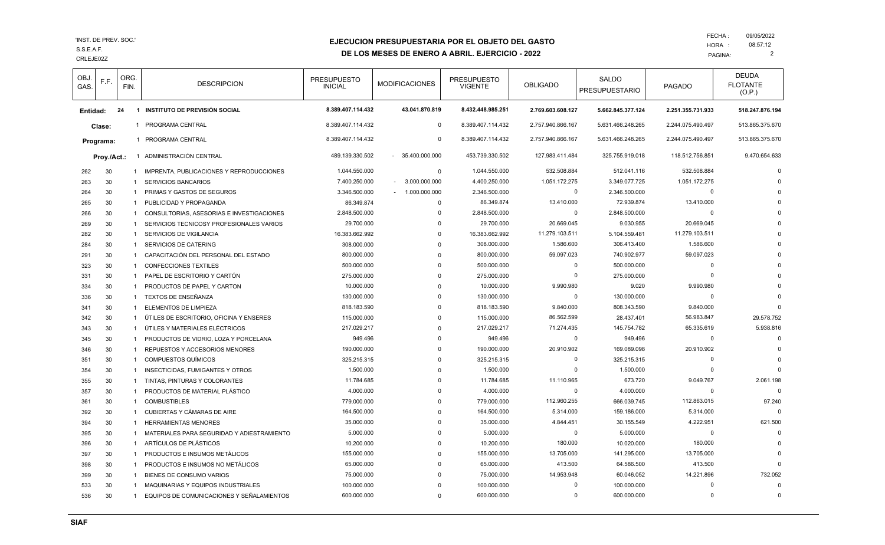'INST. DE PREV. SOC.'
S.S.E.A.F.
CRLEJE02Z

# EJECUCION PRESUPUESTARIA POR EL OBJETO DEL GASTO
## DE LOS MESES DE ENERO A ABRIL. EJERCICIO - 2022

FECHA : 09/05/2022
HORA : 08:57:12

| OBJ. GAS. | F.F. | ORG. FIN. | DESCRIPCION | PRESUPUESTO INICIAL | MODIFICACIONES | PRESUPUESTO VIGENTE | OBLIGADO | SALDO PRESUPUESTARIO | PAGADO | DEUDA FLOTANTE (O.P.) |
|---|---|---|---|---|---|---|---|---|---|---|
| **Entidad:** | **24** | **1** | **INSTITUTO DE PREVISIÓN SOCIAL** | **8.389.407.114.432** | **43.041.870.819** | **8.432.448.985.251** | **2.769.603.608.127** | **5.662.845.377.124** | **2.251.355.731.933** | **518.247.876.194** |
| **Clase:** | | 1 | PROGRAMA CENTRAL | 8.389.407.114.432 | 0 | 8.389.407.114.432 | 2.757.940.866.167 | 5.631.466.248.265 | 2.244.075.490.497 | 513.865.375.670 |
| **Programa:** | | 1 | PROGRAMA CENTRAL | 8.389.407.114.432 | 0 | 8.389.407.114.432 | 2.757.940.866.167 | 5.631.466.248.265 | 2.244.075.490.497 | 513.865.375.670 |
| **Proy./Act.:** | | 1 | ADMINISTRACIÓN CENTRAL | 489.139.330.502 | - 35.400.000.000 | 453.739.330.502 | 127.983.411.484 | 325.755.919.018 | 118.512.756.851 | 9.470.654.633 |
| 262 | 30 | 1 | IMPRENTA, PUBLICACIONES Y REPRODUCCIONES | 1.044.550.000 | 0 | 1.044.550.000 | 532.508.884 | 512.041.116 | 532.508.884 | 0 |
| 263 | 30 | 1 | SERVICIOS BANCARIOS | 7.400.250.000 | - 3.000.000.000 | 4.400.250.000 | 1.051.172.275 | 3.349.077.725 | 1.051.172.275 | 0 |
| 264 | 30 | 1 | PRIMAS Y GASTOS DE SEGUROS | 3.346.500.000 | - 1.000.000.000 | 2.346.500.000 | 0 | 2.346.500.000 | 0 | 0 |
| 265 | 30 | 1 | PUBLICIDAD Y PROPAGANDA | 86.349.874 | 0 | 86.349.874 | 13.410.000 | 72.939.874 | 13.410.000 | 0 |
| 266 | 30 | 1 | CONSULTORIAS, ASESORIAS E INVESTIGACIONES | 2.848.500.000 | 0 | 2.848.500.000 | 0 | 2.848.500.000 | 0 | 0 |
| 269 | 30 | 1 | SERVICIOS TECNICOSY PROFESIONALES VARIOS | 29.700.000 | 0 | 29.700.000 | 20.669.045 | 9.030.955 | 20.669.045 | 0 |
| 282 | 30 | 1 | SERVICIOS DE VIGILANCIA | 16.383.662.992 | 0 | 16.383.662.992 | 11.279.103.511 | 5.104.559.481 | 11.279.103.511 | 0 |
| 284 | 30 | 1 | SERVICIOS DE CATERING | 308.000.000 | 0 | 308.000.000 | 1.586.600 | 306.413.400 | 1.586.600 | 0 |
| 291 | 30 | 1 | CAPACITACIÓN DEL PERSONAL DEL ESTADO | 800.000.000 | 0 | 800.000.000 | 59.097.023 | 740.902.977 | 59.097.023 | 0 |
| 323 | 30 | 1 | CONFECCIONES TEXTILES | 500.000.000 | 0 | 500.000.000 | 0 | 500.000.000 | 0 | 0 |
| 331 | 30 | 1 | PAPEL DE ESCRITORIO Y CARTÓN | 275.000.000 | 0 | 275.000.000 | 0 | 275.000.000 | 0 | 0 |
| 334 | 30 | 1 | PRODUCTOS DE PAPEL Y CARTON | 10.000.000 | 0 | 10.000.000 | 9.990.980 | 9.020 | 9.990.980 | 0 |
| 336 | 30 | 1 | TEXTOS DE ENSEÑANZA | 130.000.000 | 0 | 130.000.000 | 0 | 130.000.000 | 0 | 0 |
| 341 | 30 | 1 | ELEMENTOS DE LIMPIEZA | 818.183.590 | 0 | 818.183.590 | 9.840.000 | 808.343.590 | 9.840.000 | 0 |
| 342 | 30 | 1 | ÚTILES DE ESCRITORIO, OFICINA Y ENSERES | 115.000.000 | 0 | 115.000.000 | 86.562.599 | 28.437.401 | 56.983.847 | 29.578.752 |
| 343 | 30 | 1 | ÚTILES Y MATERIALES ELÉCTRICOS | 217.029.217 | 0 | 217.029.217 | 71.274.435 | 145.754.782 | 65.335.619 | 5.938.816 |
| 345 | 30 | 1 | PRODUCTOS DE VIDRIO, LOZA Y PORCELANA | 949.496 | 0 | 949.496 | 0 | 949.496 | 0 | 0 |
| 346 | 30 | 1 | REPUESTOS Y ACCESORIOS MENORES | 190.000.000 | 0 | 190.000.000 | 20.910.902 | 169.089.098 | 20.910.902 | 0 |
| 351 | 30 | 1 | COMPUESTOS QUÍMICOS | 325.215.315 | 0 | 325.215.315 | 0 | 325.215.315 | 0 | 0 |
| 354 | 30 | 1 | INSECTICIDAS, FUMIGANTES Y OTROS | 1.500.000 | 0 | 1.500.000 | 0 | 1.500.000 | 0 | 0 |
| 355 | 30 | 1 | TINTAS, PINTURAS Y COLORANTES | 11.784.685 | 0 | 11.784.685 | 11.110.965 | 673.720 | 9.049.767 | 2.061.198 |
| 357 | 30 | 1 | PRODUCTOS DE MATERIAL PLÁSTICO | 4.000.000 | 0 | 4.000.000 | 0 | 4.000.000 | 0 | 0 |
| 361 | 30 | 1 | COMBUSTIBLES | 779.000.000 | 0 | 779.000.000 | 112.960.255 | 666.039.745 | 112.863.015 | 97.240 |
| 392 | 30 | 1 | CUBIERTAS Y CÁMARAS DE AIRE | 164.500.000 | 0 | 164.500.000 | 5.314.000 | 159.186.000 | 5.314.000 | 0 |
| 394 | 30 | 1 | HERRAMIENTAS MENORES | 35.000.000 | 0 | 35.000.000 | 4.844.451 | 30.155.549 | 4.222.951 | 621.500 |
| 395 | 30 | 1 | MATERIALES PARA SEGURIDAD Y ADIESTRAMIENTO | 5.000.000 | 0 | 5.000.000 | 0 | 5.000.000 | 0 | 0 |
| 396 | 30 | 1 | ARTÍCULOS DE PLÁSTICOS | 10.200.000 | 0 | 10.200.000 | 180.000 | 10.020.000 | 180.000 | 0 |
| 397 | 30 | 1 | PRODUCTOS E INSUMOS METÁLICOS | 155.000.000 | 0 | 155.000.000 | 13.705.000 | 141.295.000 | 13.705.000 | 0 |
| 398 | 30 | 1 | PRODUCTOS E INSUMOS NO METÁLICOS | 65.000.000 | 0 | 65.000.000 | 413.500 | 64.586.500 | 413.500 | 0 |
| 399 | 30 | 1 | BIENES DE CONSUMO VARIOS | 75.000.000 | 0 | 75.000.000 | 14.953.948 | 60.046.052 | 14.221.896 | 732.052 |
| 533 | 30 | 1 | MAQUINARIAS Y EQUIPOS INDUSTRIALES | 100.000.000 | 0 | 100.000.000 | 0 | 100.000.000 | 0 | 0 |
| 536 | 30 | 1 | EQUIPOS DE COMUNICACIONES Y SEÑALAMIENTOS | 600.000.000 | 0 | 600.000.000 | 0 | 600.000.000 | 0 | 0 |

SIAF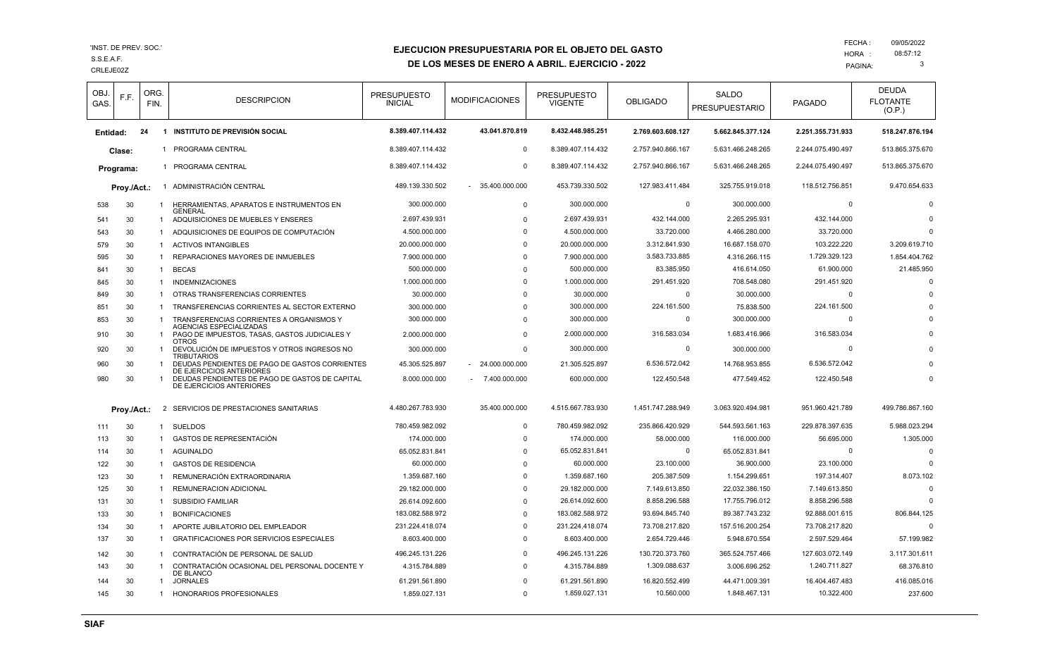'INST. DE PREV. SOC.'
S.S.E.A.F.
CRLEJE02Z

# EJECUCION PRESUPUESTARIA POR EL OBJETO DEL GASTO
## DE LOS MESES DE ENERO A ABRIL. EJERCICIO - 2022

FECHA: 09/05/2022
HORA: 08:57:12

| OBJ. GAS. | F.F. | ORG. FIN. | DESCRIPCION | PRESUPUESTO INICIAL | MODIFICACIONES | PRESUPUESTO VIGENTE | OBLIGADO | SALDO PRESUPUESTARIO | PAGADO | DEUDA FLOTANTE (O.P.) |
|---|---|---|---|---|---|---|---|---|---|---|
| **Entidad:** | **24** | **1** | **INSTITUTO DE PREVISIÓN SOCIAL** | **8.389.407.114.432** | **43.041.870.819** | **8.432.448.985.251** | **2.769.603.608.127** | **5.662.845.377.124** | **2.251.355.731.933** | **518.247.876.194** |
| Clase: | | 1 | PROGRAMA CENTRAL | 8.389.407.114.432 | 0 | 8.389.407.114.432 | 2.757.940.866.167 | 5.631.466.248.265 | 2.244.075.490.497 | 513.865.375.670 |
| Programa: | | 1 | PROGRAMA CENTRAL | 8.389.407.114.432 | 0 | 8.389.407.114.432 | 2.757.940.866.167 | 5.631.466.248.265 | 2.244.075.490.497 | 513.865.375.670 |
| Proy./Act.: | | 1 | ADMINISTRACIÓN CENTRAL | 489.139.330.502 | - 35.400.000.000 | 453.739.330.502 | 127.983.411.484 | 325.755.919.018 | 118.512.756.851 | 9.470.654.633 |
| 538 | 30 | 1 | HERRAMIENTAS, APARATOS E INSTRUMENTOS EN GENERAL | 300.000.000 | 0 | 300.000.000 | 0 | 300.000.000 | 0 | 0 |
| 541 | 30 | 1 | ADQUISICIONES DE MUEBLES Y ENSERES | 2.697.439.931 | 0 | 2.697.439.931 | 432.144.000 | 2.265.295.931 | 432.144.000 | 0 |
| 543 | 30 | 1 | ADQUISICIONES DE EQUIPOS DE COMPUTACIÓN | 4.500.000.000 | 0 | 4.500.000.000 | 33.720.000 | 4.466.280.000 | 33.720.000 | 0 |
| 579 | 30 | 1 | ACTIVOS INTANGIBLES | 20.000.000.000 | 0 | 20.000.000.000 | 3.312.841.930 | 16.687.158.070 | 103.222.220 | 3.209.619.710 |
| 595 | 30 | 1 | REPARACIONES MAYORES DE INMUEBLES | 7.900.000.000 | 0 | 7.900.000.000 | 3.583.733.885 | 4.316.266.115 | 1.729.329.123 | 1.854.404.762 |
| 841 | 30 | 1 | BECAS | 500.000.000 | 0 | 500.000.000 | 83.385.950 | 416.614.050 | 61.900.000 | 21.485.950 |
| 845 | 30 | 1 | INDEMNIZACIONES | 1.000.000.000 | 0 | 1.000.000.000 | 291.451.920 | 708.548.080 | 291.451.920 | 0 |
| 849 | 30 | 1 | OTRAS TRANSFERENCIAS CORRIENTES | 30.000.000 | 0 | 30.000.000 | 0 | 30.000.000 | 0 | 0 |
| 851 | 30 | 1 | TRANSFERENCIAS CORRIENTES AL SECTOR EXTERNO | 300.000.000 | 0 | 300.000.000 | 224.161.500 | 75.838.500 | 224.161.500 | 0 |
| 853 | 30 | 1 | TRANSFERENCIAS CORRIENTES A ORGANISMOS Y AGENCIAS ESPECIALIZADAS | 300.000.000 | 0 | 300.000.000 | 0 | 300.000.000 | 0 | 0 |
| 910 | 30 | 1 | PAGO DE IMPUESTOS, TASAS, GASTOS JUDICIALES Y OTROS | 2.000.000.000 | 0 | 2.000.000.000 | 316.583.034 | 1.683.416.966 | 316.583.034 | 0 |
| 920 | 30 | 1 | DEVOLUCIÓN DE IMPUESTOS Y OTROS INGRESOS NO TRIBUTARIOS | 300.000.000 | 0 | 300.000.000 | 0 | 300.000.000 | 0 | 0 |
| 960 | 30 | 1 | DEUDAS PENDIENTES DE PAGO DE GASTOS CORRIENTES DE EJERCICIOS ANTERIORES | 45.305.525.897 | - 24.000.000.000 | 21.305.525.897 | 6.536.572.042 | 14.768.953.855 | 6.536.572.042 | 0 |
| 980 | 30 | 1 | DEUDAS PENDIENTES DE PAGO DE GASTOS DE CAPITAL DE EJERCICIOS ANTERIORES | 8.000.000.000 | - 7.400.000.000 | 600.000.000 | 122.450.548 | 477.549.452 | 122.450.548 | 0 |
| Proy./Act.: | | 2 | SERVICIOS DE PRESTACIONES SANITARIAS | 4.480.267.783.930 | 35.400.000.000 | 4.515.667.783.930 | 1.451.747.288.949 | 3.063.920.494.981 | 951.960.421.789 | 499.786.867.160 |
| 111 | 30 | 1 | SUELDOS | 780.459.982.092 | 0 | 780.459.982.092 | 235.866.420.929 | 544.593.561.163 | 229.878.397.635 | 5.988.023.294 |
| 113 | 30 | 1 | GASTOS DE REPRESENTACIÓN | 174.000.000 | 0 | 174.000.000 | 58.000.000 | 116.000.000 | 56.695.000 | 1.305.000 |
| 114 | 30 | 1 | AGUINALDO | 65.052.831.841 | 0 | 65.052.831.841 | 0 | 65.052.831.841 | 0 | 0 |
| 122 | 30 | 1 | GASTOS DE RESIDENCIA | 60.000.000 | 0 | 60.000.000 | 23.100.000 | 36.900.000 | 23.100.000 | 0 |
| 123 | 30 | 1 | REMUNERACIÓN EXTRAORDINARIA | 1.359.687.160 | 0 | 1.359.687.160 | 205.387.509 | 1.154.299.651 | 197.314.407 | 8.073.102 |
| 125 | 30 | 1 | REMUNERACION ADICIONAL | 29.182.000.000 | 0 | 29.182.000.000 | 7.149.613.850 | 22.032.386.150 | 7.149.613.850 | 0 |
| 131 | 30 | 1 | SUBSIDIO FAMILIAR | 26.614.092.600 | 0 | 26.614.092.600 | 8.858.296.588 | 17.755.796.012 | 8.858.296.588 | 0 |
| 133 | 30 | 1 | BONIFICACIONES | 183.082.588.972 | 0 | 183.082.588.972 | 93.694.845.740 | 89.387.743.232 | 92.888.001.615 | 806.844.125 |
| 134 | 30 | 1 | APORTE JUBILATORIO DEL EMPLEADOR | 231.224.418.074 | 0 | 231.224.418.074 | 73.708.217.820 | 157.516.200.254 | 73.708.217.820 | 0 |
| 137 | 30 | 1 | GRATIFICACIONES POR SERVICIOS ESPECIALES | 8.603.400.000 | 0 | 8.603.400.000 | 2.654.729.446 | 5.948.670.554 | 2.597.529.464 | 57.199.982 |
| 142 | 30 | 1 | CONTRATACIÓN DE PERSONAL DE SALUD | 496.245.131.226 | 0 | 496.245.131.226 | 130.720.373.760 | 365.524.757.466 | 127.603.072.149 | 3.117.301.611 |
| 143 | 30 | 1 | CONTRATACIÓN OCASIONAL DEL PERSONAL DOCENTE Y DE BLANCO | 4.315.784.889 | 0 | 4.315.784.889 | 1.309.088.637 | 3.006.696.252 | 1.240.711.827 | 68.376.810 |
| 144 | 30 | 1 | JORNALES | 61.291.561.890 | 0 | 61.291.561.890 | 16.820.552.499 | 44.471.009.391 | 16.404.467.483 | 416.085.016 |
| 145 | 30 | 1 | HONORARIOS PROFESIONALES | 1.859.027.131 | 0 | 1.859.027.131 | 10.560.000 | 1.848.467.131 | 10.322.400 | 237.600 |

SIAF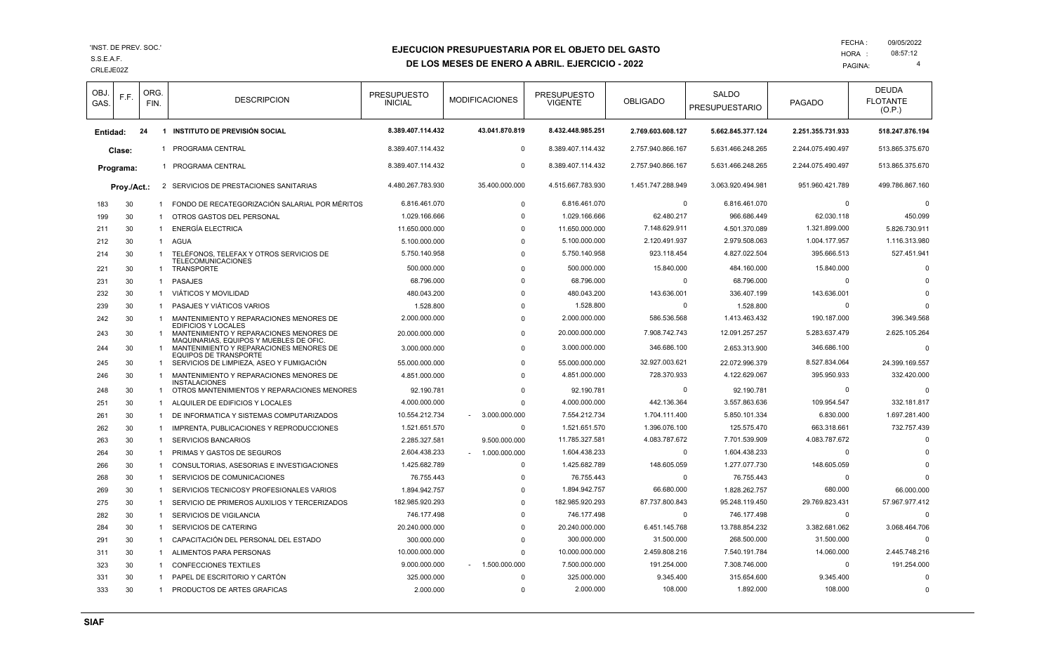'INST. DE PREV. SOC.'
S.S.E.A.F.
CRLEJE02Z

# EJECUCION PRESUPUESTARIA POR EL OBJETO DEL GASTO
## DE LOS MESES DE ENERO A ABRIL. EJERCICIO - 2022

FECHA : 09/05/2022
HORA : 08:57:12

| OBJ. GAS. | F.F. | ORG. FIN. | DESCRIPCION | PRESUPUESTO INICIAL | MODIFICACIONES | PRESUPUESTO VIGENTE | OBLIGADO | SALDO PRESUPUESTARIO | PAGADO | DEUDA FLOTANTE (O.P.) |
|---|---|---|---|---|---|---|---|---|---|---|
| **Entidad:** | **24** | **1** | **INSTITUTO DE PREVISIÓN SOCIAL** | **8.389.407.114.432** | **43.041.870.819** | **8.432.448.985.251** | **2.769.603.608.127** | **5.662.845.377.124** | **2.251.355.731.933** | **518.247.876.194** |
| **Clase:** | | 1 | PROGRAMA CENTRAL | 8.389.407.114.432 | 0 | 8.389.407.114.432 | 2.757.940.866.167 | 5.631.466.248.265 | 2.244.075.490.497 | 513.865.375.670 |
| **Programa:** | | 1 | PROGRAMA CENTRAL | 8.389.407.114.432 | 0 | 8.389.407.114.432 | 2.757.940.866.167 | 5.631.466.248.265 | 2.244.075.490.497 | 513.865.375.670 |
| **Proy./Act.:** | | 2 | SERVICIOS DE PRESTACIONES SANITARIAS | 4.480.267.783.930 | 35.400.000.000 | 4.515.667.783.930 | 1.451.747.288.949 | 3.063.920.494.981 | 951.960.421.789 | 499.786.867.160 |
| 183 | 30 | 1 | FONDO DE RECATEGORIZACIÓN SALARIAL POR MÉRITOS | 6.816.461.070 | 0 | 6.816.461.070 | 0 | 6.816.461.070 | 0 | 0 |
| 199 | 30 | 1 | OTROS GASTOS DEL PERSONAL | 1.029.166.666 | 0 | 1.029.166.666 | 62.480.217 | 966.686.449 | 62.030.118 | 450.099 |
| 211 | 30 | 1 | ENERGÍA ELECTRICA | 11.650.000.000 | 0 | 11.650.000.000 | 7.148.629.911 | 4.501.370.089 | 1.321.899.000 | 5.826.730.911 |
| 212 | 30 | 1 | AGUA | 5.100.000.000 | 0 | 5.100.000.000 | 2.120.491.937 | 2.979.508.063 | 1.004.177.957 | 1.116.313.980 |
| 214 | 30 | 1 | TELÉFONOS, TELEFAX Y OTROS SERVICIOS DE TELECOMUNICACIONES | 5.750.140.958 | 0 | 5.750.140.958 | 923.118.454 | 4.827.022.504 | 395.666.513 | 527.451.941 |
| 221 | 30 | 1 | TRANSPORTE | 500.000.000 | 0 | 500.000.000 | 15.840.000 | 484.160.000 | 15.840.000 | 0 |
| 231 | 30 | 1 | PASAJES | 68.796.000 | 0 | 68.796.000 | 0 | 68.796.000 | 0 | 0 |
| 232 | 30 | 1 | VIÁTICOS Y MOVILIDAD | 480.043.200 | 0 | 480.043.200 | 143.636.001 | 336.407.199 | 143.636.001 | 0 |
| 239 | 30 | 1 | PASAJES Y VIÁTICOS VARIOS | 1.528.800 | 0 | 1.528.800 | 0 | 1.528.800 | 0 | 0 |
| 242 | 30 | 1 | MANTENIMIENTO Y REPARACIONES MENORES DE EDIFICIOS Y LOCALES | 2.000.000.000 | 0 | 2.000.000.000 | 586.536.568 | 1.413.463.432 | 190.187.000 | 396.349.568 |
| 243 | 30 | 1 | MANTENIMIENTO Y REPARACIONES MENORES DE MAQUINARIAS, EQUIPOS Y MUEBLES DE OFIC. | 20.000.000.000 | 0 | 20.000.000.000 | 7.908.742.743 | 12.091.257.257 | 5.283.637.479 | 2.625.105.264 |
| 244 | 30 | 1 | MANTENIMIENTO Y REPARACIONES MENORES DE EQUIPOS DE TRANSPORTE | 3.000.000.000 | 0 | 3.000.000.000 | 346.686.100 | 2.653.313.900 | 346.686.100 | 0 |
| 245 | 30 | 1 | SERVICIOS DE LIMPIEZA, ASEO Y FUMIGACIÓN | 55.000.000.000 | 0 | 55.000.000.000 | 32.927.003.621 | 22.072.996.379 | 8.527.834.064 | 24.399.169.557 |
| 246 | 30 | 1 | MANTENIMIENTO Y REPARACIONES MENORES DE INSTALACIONES | 4.851.000.000 | 0 | 4.851.000.000 | 728.370.933 | 4.122.629.067 | 395.950.933 | 332.420.000 |
| 248 | 30 | 1 | OTROS MANTENIMIENTOS Y REPARACIONES MENORES | 92.190.781 | 0 | 92.190.781 | 0 | 92.190.781 | 0 | 0 |
| 251 | 30 | 1 | ALQUILER DE EDIFICIOS Y LOCALES | 4.000.000.000 | 0 | 4.000.000.000 | 442.136.364 | 3.557.863.636 | 109.954.547 | 332.181.817 |
| 261 | 30 | 1 | DE INFORMATICA Y SISTEMAS COMPUTARIZADOS | 10.554.212.734 | - 3.000.000.000 | 7.554.212.734 | 1.704.111.400 | 5.850.101.334 | 6.830.000 | 1.697.281.400 |
| 262 | 30 | 1 | IMPRENTA, PUBLICACIONES Y REPRODUCCIONES | 1.521.651.570 | 0 | 1.521.651.570 | 1.396.076.100 | 125.575.470 | 663.318.661 | 732.757.439 |
| 263 | 30 | 1 | SERVICIOS BANCARIOS | 2.285.327.581 | 9.500.000.000 | 11.785.327.581 | 4.083.787.672 | 7.701.539.909 | 4.083.787.672 | 0 |
| 264 | 30 | 1 | PRIMAS Y GASTOS DE SEGUROS | 2.604.438.233 | - 1.000.000.000 | 1.604.438.233 | 0 | 1.604.438.233 | 0 | 0 |
| 266 | 30 | 1 | CONSULTORIAS, ASESORIAS E INVESTIGACIONES | 1.425.682.789 | 0 | 1.425.682.789 | 148.605.059 | 1.277.077.730 | 148.605.059 | 0 |
| 268 | 30 | 1 | SERVICIOS DE COMUNICACIONES | 76.755.443 | 0 | 76.755.443 | 0 | 76.755.443 | 0 | 0 |
| 269 | 30 | 1 | SERVICIOS TECNICOSY PROFESIONALES VARIOS | 1.894.942.757 | 0 | 1.894.942.757 | 66.680.000 | 1.828.262.757 | 680.000 | 66.000.000 |
| 275 | 30 | 1 | SERVICIO DE PRIMEROS AUXILIOS Y TERCERIZADOS | 182.985.920.293 | 0 | 182.985.920.293 | 87.737.800.843 | 95.248.119.450 | 29.769.823.431 | 57.967.977.412 |
| 282 | 30 | 1 | SERVICIOS DE VIGILANCIA | 746.177.498 | 0 | 746.177.498 | 0 | 746.177.498 | 0 | 0 |
| 284 | 30 | 1 | SERVICIOS DE CATERING | 20.240.000.000 | 0 | 20.240.000.000 | 6.451.145.768 | 13.788.854.232 | 3.382.681.062 | 3.068.464.706 |
| 291 | 30 | 1 | CAPACITACIÓN DEL PERSONAL DEL ESTADO | 300.000.000 | 0 | 300.000.000 | 31.500.000 | 268.500.000 | 31.500.000 | 0 |
| 311 | 30 | 1 | ALIMENTOS PARA PERSONAS | 10.000.000.000 | 0 | 10.000.000.000 | 2.459.808.216 | 7.540.191.784 | 14.060.000 | 2.445.748.216 |
| 323 | 30 | 1 | CONFECCIONES TEXTILES | 9.000.000.000 | - 1.500.000.000 | 7.500.000.000 | 191.254.000 | 7.308.746.000 | 0 | 191.254.000 |
| 331 | 30 | 1 | PAPEL DE ESCRITORIO Y CARTÓN | 325.000.000 | 0 | 325.000.000 | 9.345.400 | 315.654.600 | 9.345.400 | 0 |
| 333 | 30 | 1 | PRODUCTOS DE ARTES GRAFICAS | 2.000.000 | 0 | 2.000.000 | 108.000 | 1.892.000 | 108.000 | 0 |

SIAF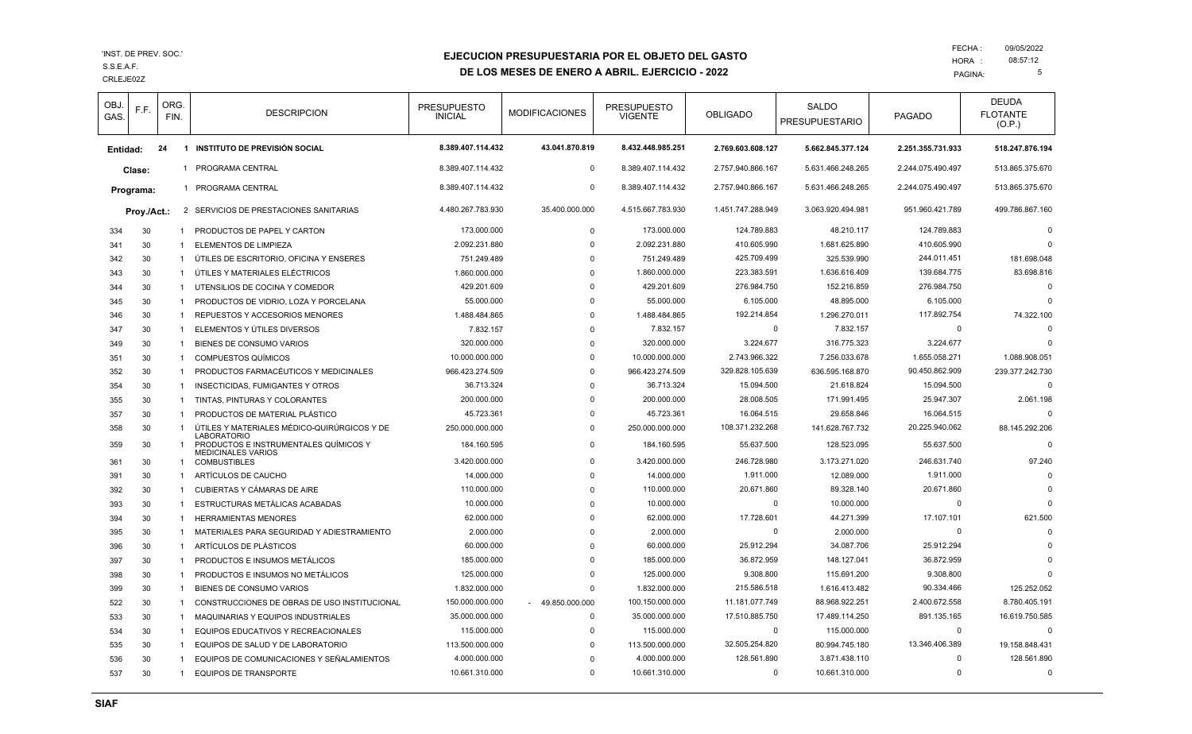'INST. DE PREV. SOC.'
S.S.E.A.F.
CRLEJE02Z

# EJECUCION PRESUPUESTARIA POR EL OBJETO DEL GASTO
## DE LOS MESES DE ENERO A ABRIL. EJERCICIO - 2022

FECHA : 09/05/2022
HORA : 08:57:12

| OBJ. GAS. | F.F. | ORG. FIN. | DESCRIPCION | PRESUPUESTO INICIAL | MODIFICACIONES | PRESUPUESTO VIGENTE | OBLIGADO | SALDO PRESUPUESTARIO | PAGADO | DEUDA FLOTANTE (O.P.) |
|---|---|---|---|---|---|---|---|---|---|---|
| **Entidad:** | **24** | **1** | **INSTITUTO DE PREVISIÓN SOCIAL** | **8.389.407.114.432** | **43.041.870.819** | **8.432.448.985.251** | **2.769.603.608.127** | **5.662.845.377.124** | **2.251.355.731.933** | **518.247.876.194** |
| **Clase:** | | 1 | PROGRAMA CENTRAL | 8.389.407.114.432 | 0 | 8.389.407.114.432 | 2.757.940.866.167 | 5.631.466.248.265 | 2.244.075.490.497 | 513.865.375.670 |
| **Programa:** | | 1 | PROGRAMA CENTRAL | 8.389.407.114.432 | 0 | 8.389.407.114.432 | 2.757.940.866.167 | 5.631.466.248.265 | 2.244.075.490.497 | 513.865.375.670 |
| **Proy./Act.:** | | 2 | SERVICIOS DE PRESTACIONES SANITARIAS | 4.480.267.783.930 | 35.400.000.000 | 4.515.667.783.930 | 1.451.747.288.949 | 3.063.920.494.981 | 951.960.421.789 | 499.786.867.160 |
| 334 | 30 | 1 | PRODUCTOS DE PAPEL Y CARTON | 173.000.000 | 0 | 173.000.000 | 124.789.883 | 48.210.117 | 124.789.883 | 0 |
| 341 | 30 | 1 | ELEMENTOS DE LIMPIEZA | 2.092.231.880 | 0 | 2.092.231.880 | 410.605.990 | 1.681.625.890 | 410.605.990 | 0 |
| 342 | 30 | 1 | ÚTILES DE ESCRITORIO, OFICINA Y ENSERES | 751.249.489 | 0 | 751.249.489 | 425.709.499 | 325.539.990 | 244.011.451 | 181.698.048 |
| 343 | 30 | 1 | ÚTILES Y MATERIALES ELÉCTRICOS | 1.860.000.000 | 0 | 1.860.000.000 | 223.383.591 | 1.636.616.409 | 139.684.775 | 83.698.816 |
| 344 | 30 | 1 | UTENSILIOS DE COCINA Y COMEDOR | 429.201.609 | 0 | 429.201.609 | 276.984.750 | 152.216.859 | 276.984.750 | 0 |
| 345 | 30 | 1 | PRODUCTOS DE VIDRIO, LOZA Y PORCELANA | 55.000.000 | 0 | 55.000.000 | 6.105.000 | 48.895.000 | 6.105.000 | 0 |
| 346 | 30 | 1 | REPUESTOS Y ACCESORIOS MENORES | 1.488.484.865 | 0 | 1.488.484.865 | 192.214.854 | 1.296.270.011 | 117.892.754 | 74.322.100 |
| 347 | 30 | 1 | ELEMENTOS Y ÚTILES DIVERSOS | 7.832.157 | 0 | 7.832.157 | 0 | 7.832.157 | 0 | 0 |
| 349 | 30 | 1 | BIENES DE CONSUMO VARIOS | 320.000.000 | 0 | 320.000.000 | 3.224.677 | 316.775.323 | 3.224.677 | 0 |
| 351 | 30 | 1 | COMPUESTOS QUÍMICOS | 10.000.000.000 | 0 | 10.000.000.000 | 2.743.966.322 | 7.256.033.678 | 1.655.058.271 | 1.088.908.051 |
| 352 | 30 | 1 | PRODUCTOS FARMACÉUTICOS Y MEDICINALES | 966.423.274.509 | 0 | 966.423.274.509 | 329.828.105.639 | 636.595.168.870 | 90.450.862.909 | 239.377.242.730 |
| 354 | 30 | 1 | INSECTICIDAS, FUMIGANTES Y OTROS | 36.713.324 | 0 | 36.713.324 | 15.094.500 | 21.618.824 | 15.094.500 | 0 |
| 355 | 30 | 1 | TINTAS, PINTURAS Y COLORANTES | 200.000.000 | 0 | 200.000.000 | 28.008.505 | 171.991.495 | 25.947.307 | 2.061.198 |
| 357 | 30 | 1 | PRODUCTOS DE MATERIAL PLÁSTICO | 45.723.361 | 0 | 45.723.361 | 16.064.515 | 29.658.846 | 16.064.515 | 0 |
| 358 | 30 | 1 | ÚTILES Y MATERIALES MÉDICO-QUIRÚRGICOS Y DE LABORATORIO | 250.000.000.000 | 0 | 250.000.000.000 | 108.371.232.268 | 141.628.767.732 | 20.225.940.062 | 88.145.292.206 |
| 359 | 30 | 1 | PRODUCTOS E INSTRUMENTALES QUÍMICOS Y MEDICINALES VARIOS | 184.160.595 | 0 | 184.160.595 | 55.637.500 | 128.523.095 | 55.637.500 | 0 |
| 361 | 30 | 1 | COMBUSTIBLES | 3.420.000.000 | 0 | 3.420.000.000 | 246.728.980 | 3.173.271.020 | 246.631.740 | 97.240 |
| 391 | 30 | 1 | ARTÍCULOS DE CAUCHO | 14.000.000 | 0 | 14.000.000 | 1.911.000 | 12.089.000 | 1.911.000 | 0 |
| 392 | 30 | 1 | CUBIERTAS Y CÁMARAS DE AIRE | 110.000.000 | 0 | 110.000.000 | 20.671.860 | 89.328.140 | 20.671.860 | 0 |
| 393 | 30 | 1 | ESTRUCTURAS METÁLICAS ACABADAS | 10.000.000 | 0 | 10.000.000 | 0 | 10.000.000 | 0 | 0 |
| 394 | 30 | 1 | HERRAMIENTAS MENORES | 62.000.000 | 0 | 62.000.000 | 17.728.601 | 44.271.399 | 17.107.101 | 621.500 |
| 395 | 30 | 1 | MATERIALES PARA SEGURIDAD Y ADIESTRAMIENTO | 2.000.000 | 0 | 2.000.000 | 0 | 2.000.000 | 0 | 0 |
| 396 | 30 | 1 | ARTÍCULOS DE PLÁSTICOS | 60.000.000 | 0 | 60.000.000 | 25.912.294 | 34.087.706 | 25.912.294 | 0 |
| 397 | 30 | 1 | PRODUCTOS E INSUMOS METÁLICOS | 185.000.000 | 0 | 185.000.000 | 36.872.959 | 148.127.041 | 36.872.959 | 0 |
| 398 | 30 | 1 | PRODUCTOS E INSUMOS NO METÁLICOS | 125.000.000 | 0 | 125.000.000 | 9.308.800 | 115.691.200 | 9.308.800 | 0 |
| 399 | 30 | 1 | BIENES DE CONSUMO VARIOS | 1.832.000.000 | 0 | 1.832.000.000 | 215.586.518 | 1.616.413.482 | 90.334.466 | 125.252.052 |
| 522 | 30 | 1 | CONSTRUCCIONES DE OBRAS DE USO INSTITUCIONAL | 150.000.000.000 | - 49.850.000.000 | 100.150.000.000 | 11.181.077.749 | 88.968.922.251 | 2.400.672.558 | 8.780.405.191 |
| 533 | 30 | 1 | MAQUINARIAS Y EQUIPOS INDUSTRIALES | 35.000.000.000 | 0 | 35.000.000.000 | 17.510.885.750 | 17.489.114.250 | 891.135.165 | 16.619.750.585 |
| 534 | 30 | 1 | EQUIPOS EDUCATIVOS Y RECREACIONALES | 115.000.000 | 0 | 115.000.000 | 0 | 115.000.000 | 0 | 0 |
| 535 | 30 | 1 | EQUIPOS DE SALUD Y DE LABORATORIO | 113.500.000.000 | 0 | 113.500.000.000 | 32.505.254.820 | 80.994.745.180 | 13.346.406.389 | 19.158.848.431 |
| 536 | 30 | 1 | EQUIPOS DE COMUNICACIONES Y SEÑALAMIENTOS | 4.000.000.000 | 0 | 4.000.000.000 | 128.561.890 | 3.871.438.110 | 0 | 128.561.890 |
| 537 | 30 | 1 | EQUIPOS DE TRANSPORTE | 10.661.310.000 | 0 | 10.661.310.000 | 0 | 10.661.310.000 | 0 | 0 |

**SIAF**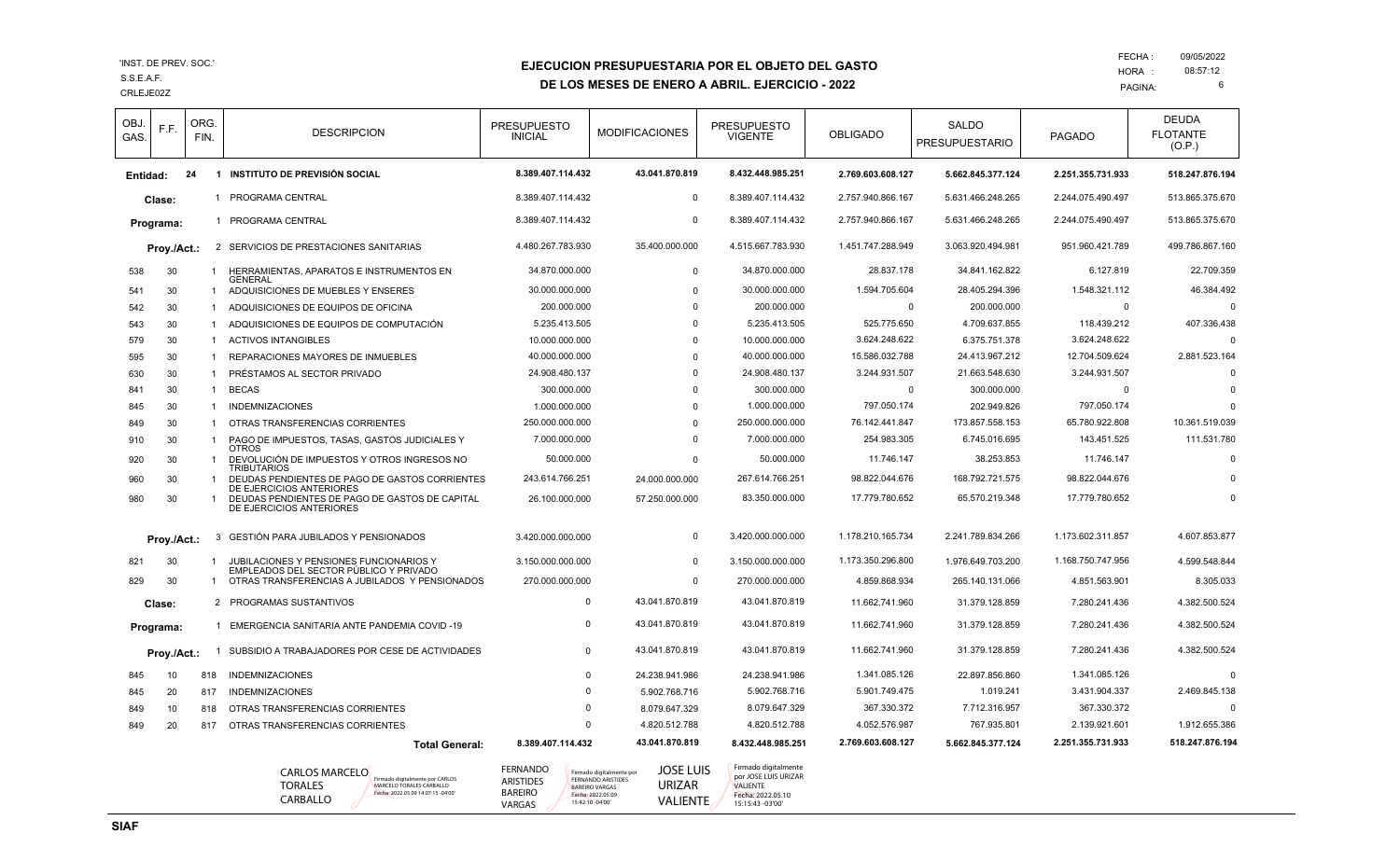'INST. DE PREV. SOC.'
S.S.E.A.F.
CRLEJE02Z

# EJECUCION PRESUPUESTARIA POR EL OBJETO DEL GASTO

## DE LOS MESES DE ENERO A ABRIL. EJERCICIO - 2022

FECHA : 09/05/2022
HORA : 08:57:12
PAGINA: 6

| OBJ. GAS. | F.F. | ORG. FIN. | DESCRIPCION | PRESUPUESTO INICIAL | MODIFICACIONES | PRESUPUESTO VIGENTE | OBLIGADO | SALDO PRESUPUESTARIO | PAGADO | DEUDA FLOTANTE (O.P.) |
|---|---|---|---|---|---|---|---|---|---|---|
| **Entidad:** | **24** | **1** | **INSTITUTO DE PREVISIÓN SOCIAL** | **8.389.407.114.432** | **43.041.870.819** | **8.432.448.985.251** | **2.769.603.608.127** | **5.662.845.377.124** | **2.251.355.731.933** | **518.247.876.194** |
| Clase: | | 1 | PROGRAMA CENTRAL | 8.389.407.114.432 | 0 | 8.389.407.114.432 | 2.757.940.866.167 | 5.631.466.248.265 | 2.244.075.490.497 | 513.865.375.670 |
| Programa: | | 1 | PROGRAMA CENTRAL | 8.389.407.114.432 | 0 | 8.389.407.114.432 | 2.757.940.866.167 | 5.631.466.248.265 | 2.244.075.490.497 | 513.865.375.670 |
| Proy./Act.: | | 2 | SERVICIOS DE PRESTACIONES SANITARIAS | 4.480.267.783.930 | 35.400.000.000 | 4.515.667.783.930 | 1.451.747.288.949 | 3.063.920.494.981 | 951.960.421.789 | 499.786.867.160 |
| 538 | 30 | 1 | HERRAMIENTAS, APARATOS E INSTRUMENTOS EN GENERAL | 34.870.000.000 | 0 | 34.870.000.000 | 28.837.178 | 34.841.162.822 | 6.127.819 | 22.709.359 |
| 541 | 30 | 1 | ADQUISICIONES DE MUEBLES Y ENSERES | 30.000.000.000 | 0 | 30.000.000.000 | 1.594.705.604 | 28.405.294.396 | 1.548.321.112 | 46.384.492 |
| 542 | 30 | 1 | ADQUISICIONES DE EQUIPOS DE OFICINA | 200.000.000 | 0 | 200.000.000 | 0 | 200.000.000 | 0 | 0 |
| 543 | 30 | 1 | ADQUISICIONES DE EQUIPOS DE COMPUTACIÓN | 5.235.413.505 | 0 | 5.235.413.505 | 525.775.650 | 4.709.637.855 | 118.439.212 | 407.336.438 |
| 579 | 30 | 1 | ACTIVOS INTANGIBLES | 10.000.000.000 | 0 | 10.000.000.000 | 3.624.248.622 | 6.375.751.378 | 3.624.248.622 | 0 |
| 595 | 30 | 1 | REPARACIONES MAYORES DE INMUEBLES | 40.000.000.000 | 0 | 40.000.000.000 | 15.586.032.788 | 24.413.967.212 | 12.704.509.624 | 2.881.523.164 |
| 630 | 30 | 1 | PRÉSTAMOS AL SECTOR PRIVADO | 24.908.480.137 | 0 | 24.908.480.137 | 3.244.931.507 | 21.663.548.630 | 3.244.931.507 | 0 |
| 841 | 30 | 1 | BECAS | 300.000.000 | 0 | 300.000.000 | 0 | 300.000.000 | 0 | 0 |
| 845 | 30 | 1 | INDEMNIZACIONES | 1.000.000.000 | 0 | 1.000.000.000 | 797.050.174 | 202.949.826 | 797.050.174 | 0 |
| 849 | 30 | 1 | OTRAS TRANSFERENCIAS CORRIENTES | 250.000.000.000 | 0 | 250.000.000.000 | 76.142.441.847 | 173.857.558.153 | 65.780.922.808 | 10.361.519.039 |
| 910 | 30 | 1 | PAGO DE IMPUESTOS, TASAS, GASTOS JUDICIALES Y OTROS | 7.000.000.000 | 0 | 7.000.000.000 | 254.983.305 | 6.745.016.695 | 143.451.525 | 111.531.780 |
| 920 | 30 | 1 | DEVOLUCIÓN DE IMPUESTOS Y OTROS INGRESOS NO TRIBUTARIOS | 50.000.000 | 0 | 50.000.000 | 11.746.147 | 38.253.853 | 11.746.147 | 0 |
| 960 | 30 | 1 | DEUDAS PENDIENTES DE PAGO DE GASTOS CORRIENTES DE EJERCICIOS ANTERIORES | 243.614.766.251 | 24.000.000.000 | 267.614.766.251 | 98.822.044.676 | 168.792.721.575 | 98.822.044.676 | 0 |
| 980 | 30 | 1 | DEUDAS PENDIENTES DE PAGO DE GASTOS DE CAPITAL DE EJERCICIOS ANTERIORES | 26.100.000.000 | 57.250.000.000 | 83.350.000.000 | 17.779.780.652 | 65.570.219.348 | 17.779.780.652 | 0 |
| Proy./Act.: | | 3 | GESTIÓN PARA JUBILADOS Y PENSIONADOS | 3.420.000.000.000 | 0 | 3.420.000.000.000 | 1.178.210.165.734 | 2.241.789.834.266 | 1.173.602.311.857 | 4.607.853.877 |
| 821 | 30 | 1 | JUBILACIONES Y PENSIONES FUNCIONARIOS Y EMPLEADOS DEL SECTOR PÚBLICO Y PRIVADO | 3.150.000.000.000 | 0 | 3.150.000.000.000 | 1.173.350.296.800 | 1.976.649.703.200 | 1.168.750.747.956 | 4.599.548.844 |
| 829 | 30 | 1 | OTRAS TRANSFERENCIAS A JUBILADOS Y PENSIONADOS | 270.000.000.000 | 0 | 270.000.000.000 | 4.859.868.934 | 265.140.131.066 | 4.851.563.901 | 8.305.033 |
| Clase: | | 2 | PROGRAMAS SUSTANTIVOS | 0 | 43.041.870.819 | 43.041.870.819 | 11.662.741.960 | 31.379.128.859 | 7.280.241.436 | 4.382.500.524 |
| Programa: | | 1 | EMERGENCIA SANITARIA ANTE PANDEMIA COVID -19 | 0 | 43.041.870.819 | 43.041.870.819 | 11.662.741.960 | 31.379.128.859 | 7.280.241.436 | 4.382.500.524 |
| Proy./Act.: | | 1 | SUBSIDIO A TRABAJADORES POR CESE DE ACTIVIDADES | 0 | 43.041.870.819 | 43.041.870.819 | 11.662.741.960 | 31.379.128.859 | 7.280.241.436 | 4.382.500.524 |
| 845 | 10 | 818 | INDEMNIZACIONES | 0 | 24.238.941.986 | 24.238.941.986 | 1.341.085.126 | 22.897.856.860 | 1.341.085.126 | 0 |
| 845 | 20 | 817 | INDEMNIZACIONES | 0 | 5.902.768.716 | 5.902.768.716 | 5.901.749.475 | 1.019.241 | 3.431.904.337 | 2.469.845.138 |
| 849 | 10 | 818 | OTRAS TRANSFERENCIAS CORRIENTES | 0 | 8.079.647.329 | 8.079.647.329 | 367.330.372 | 7.712.316.957 | 367.330.372 | 0 |
| 849 | 20 | 817 | OTRAS TRANSFERENCIAS CORRIENTES | 0 | 4.820.512.788 | 4.820.512.788 | 4.052.576.987 | 767.935.801 | 2.139.921.601 | 1.912.655.386 |
| | | | **Total General:** | **8.389.407.114.432** | **43.041.870.819** | **8.432.448.985.251** | **2.769.603.608.127** | **5.662.845.377.124** | **2.251.355.731.933** | **518.247.876.194** |

CARLOS MARCELO TORALES CARBALLO — Firmado digitalmente por CARLOS MARCELO TORALES CARBALLO Fecha: 2022.05.09 14:07:15 -04'00'

FERNANDO ARISTIDES BAREIRO VARGAS — Firmado digitalmente por FERNANDO ARISTIDES BAREIRO VARGAS Fecha: 2022.05.09 15:42:10 -04'00'

JOSE LUIS URIZAR VALIENTE — Firmado digitalmente por JOSE LUIS URIZAR VALIENTE Fecha: 2022.05.10 15:15:43 -03'00'

SIAF